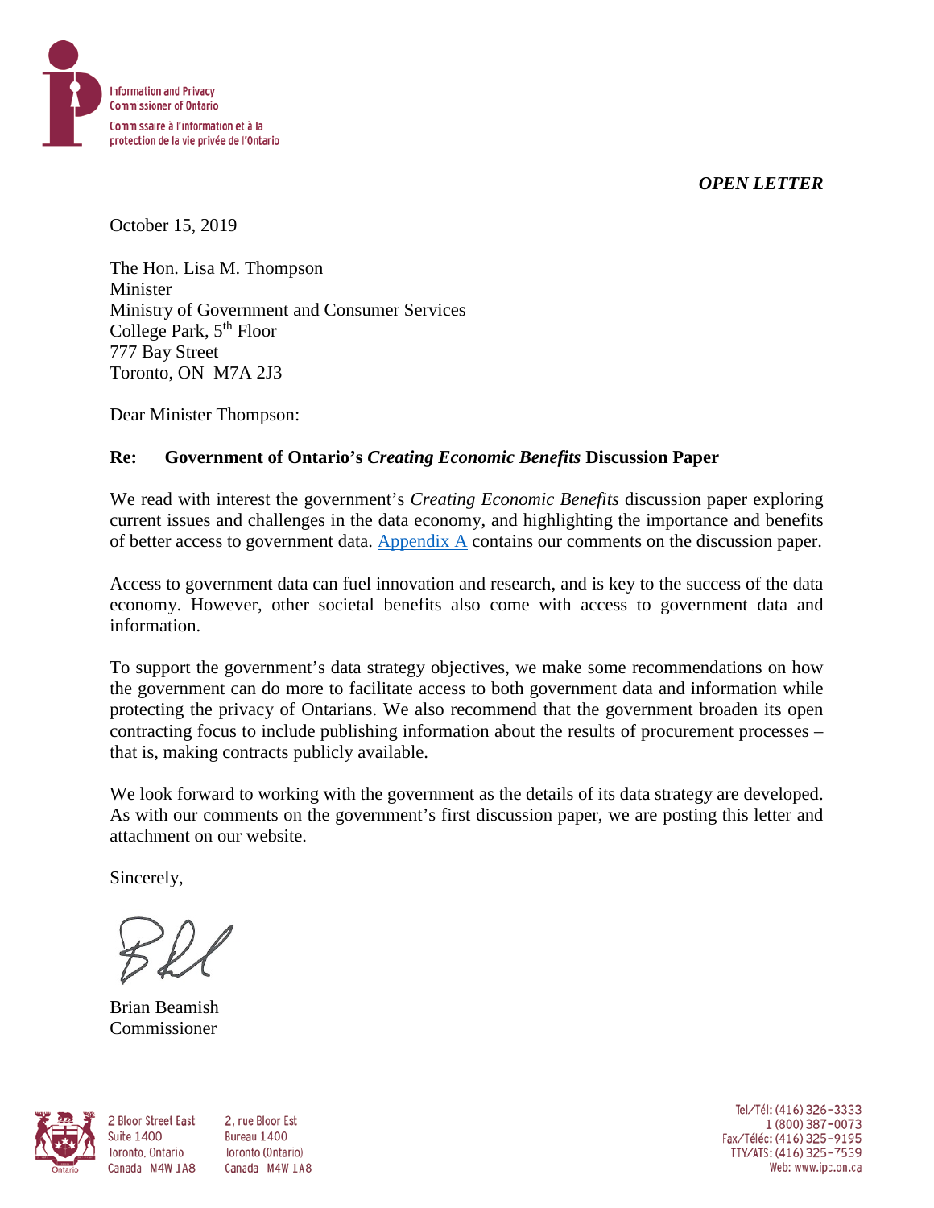Information and Privacy Commissioner of Ontario

Commissaire à l'information et à la protection de la vie privée de l'Ontario

***OPEN LETTER***

October 15, 2019

The Hon. Lisa M. Thompson
Minister
Ministry of Government and Consumer Services
College Park, 5th Floor
777 Bay Street
Toronto, ON M7A 2J3

Dear Minister Thompson:

**Re: Government of Ontario's *Creating Economic Benefits* Discussion Paper**

We read with interest the government's *Creating Economic Benefits* discussion paper exploring current issues and challenges in the data economy, and highlighting the importance and benefits of better access to government data. Appendix A contains our comments on the discussion paper.

Access to government data can fuel innovation and research, and is key to the success of the data economy. However, other societal benefits also come with access to government data and information.

To support the government's data strategy objectives, we make some recommendations on how the government can do more to facilitate access to both government data and information while protecting the privacy of Ontarians. We also recommend that the government broaden its open contracting focus to include publishing information about the results of procurement processes – that is, making contracts publicly available.

We look forward to working with the government as the details of its data strategy are developed. As with our comments on the government's first discussion paper, we are posting this letter and attachment on our website.

Sincerely,

Brian Beamish
Commissioner

2 Bloor Street East
Suite 1400
Toronto, Ontario
Canada M4W 1A8

2, rue Bloor Est
Bureau 1400
Toronto (Ontario)
Canada M4W 1A8

Tel/Tél: (416) 326-3333
1 (800) 387-0073
Fax/Téléc: (416) 325-9195
TTY/ATS: (416) 325-7539
Web: www.ipc.on.ca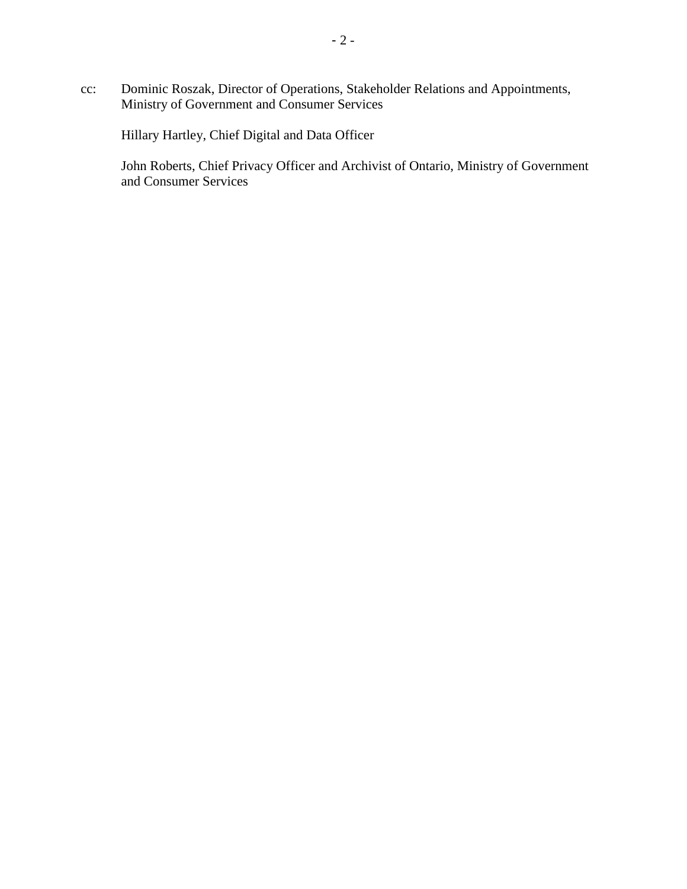cc: Dominic Roszak, Director of Operations, Stakeholder Relations and Appointments, Ministry of Government and Consumer Services

Hillary Hartley, Chief Digital and Data Officer

John Roberts, Chief Privacy Officer and Archivist of Ontario, Ministry of Government and Consumer Services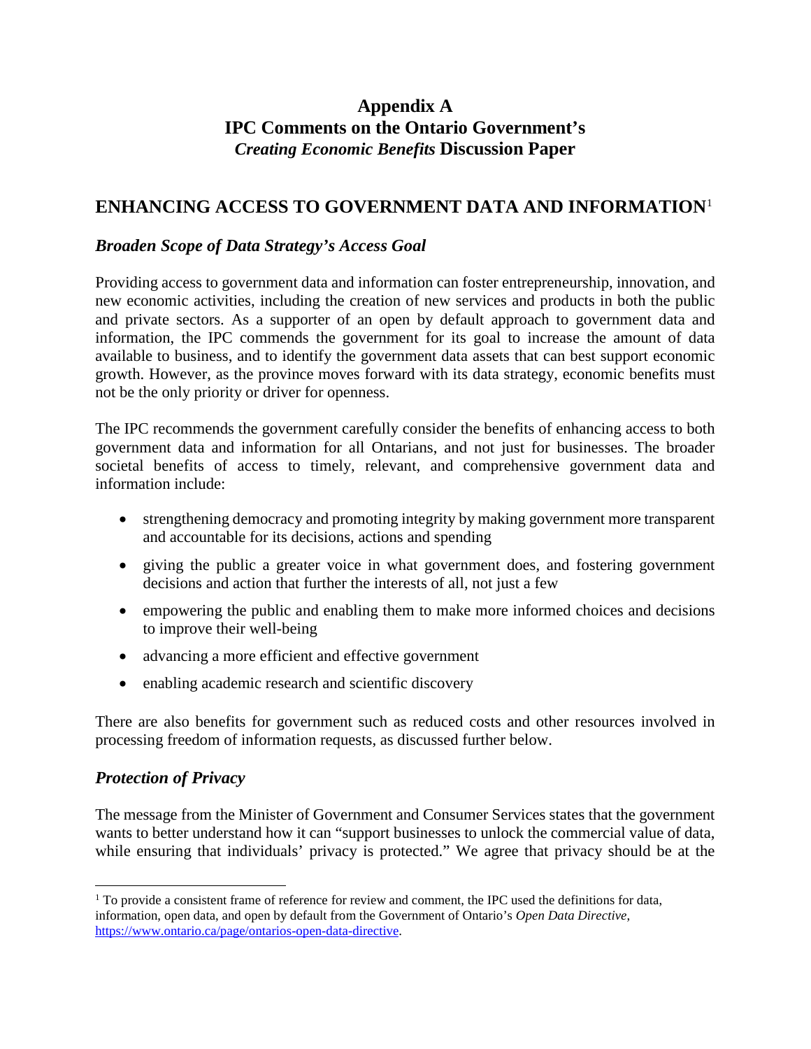# Appendix A
# IPC Comments on the Ontario Government's *Creating Economic Benefits* Discussion Paper

## ENHANCING ACCESS TO GOVERNMENT DATA AND INFORMATION[1]

### *Broaden Scope of Data Strategy's Access Goal*

Providing access to government data and information can foster entrepreneurship, innovation, and new economic activities, including the creation of new services and products in both the public and private sectors. As a supporter of an open by default approach to government data and information, the IPC commends the government for its goal to increase the amount of data available to business, and to identify the government data assets that can best support economic growth. However, as the province moves forward with its data strategy, economic benefits must not be the only priority or driver for openness.

The IPC recommends the government carefully consider the benefits of enhancing access to both government data and information for all Ontarians, and not just for businesses. The broader societal benefits of access to timely, relevant, and comprehensive government data and information include:

- strengthening democracy and promoting integrity by making government more transparent and accountable for its decisions, actions and spending
- giving the public a greater voice in what government does, and fostering government decisions and action that further the interests of all, not just a few
- empowering the public and enabling them to make more informed choices and decisions to improve their well-being
- advancing a more efficient and effective government
- enabling academic research and scientific discovery

There are also benefits for government such as reduced costs and other resources involved in processing freedom of information requests, as discussed further below.

### *Protection of Privacy*

The message from the Minister of Government and Consumer Services states that the government wants to better understand how it can "support businesses to unlock the commercial value of data, while ensuring that individuals' privacy is protected." We agree that privacy should be at the

[1] To provide a consistent frame of reference for review and comment, the IPC used the definitions for data, information, open data, and open by default from the Government of Ontario's *Open Data Directive*, https://www.ontario.ca/page/ontarios-open-data-directive.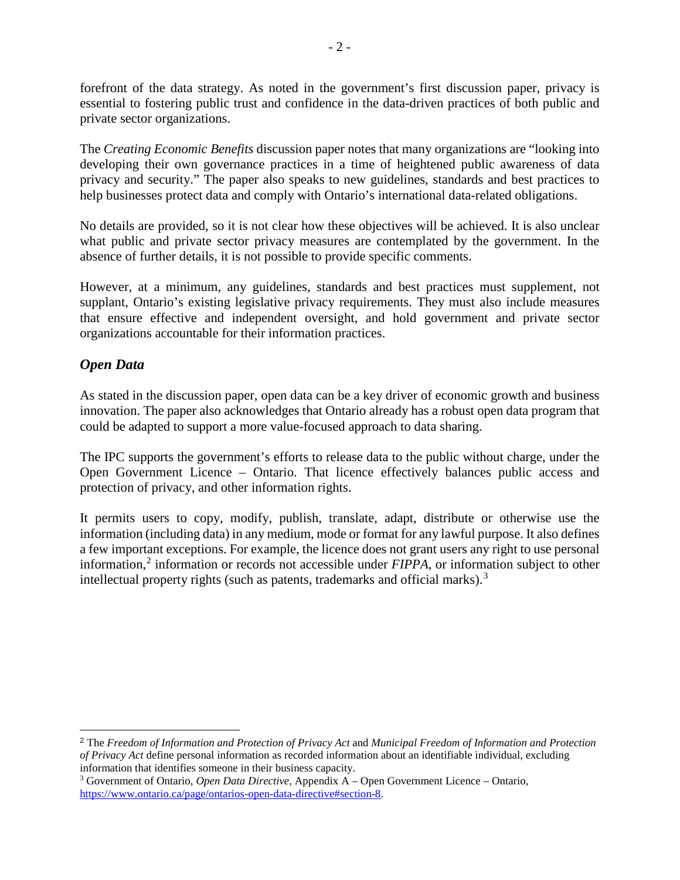forefront of the data strategy. As noted in the government's first discussion paper, privacy is essential to fostering public trust and confidence in the data-driven practices of both public and private sector organizations.

The *Creating Economic Benefits* discussion paper notes that many organizations are "looking into developing their own governance practices in a time of heightened public awareness of data privacy and security." The paper also speaks to new guidelines, standards and best practices to help businesses protect data and comply with Ontario's international data-related obligations.

No details are provided, so it is not clear how these objectives will be achieved. It is also unclear what public and private sector privacy measures are contemplated by the government. In the absence of further details, it is not possible to provide specific comments.

However, at a minimum, any guidelines, standards and best practices must supplement, not supplant, Ontario's existing legislative privacy requirements. They must also include measures that ensure effective and independent oversight, and hold government and private sector organizations accountable for their information practices.

### *Open Data*

As stated in the discussion paper, open data can be a key driver of economic growth and business innovation. The paper also acknowledges that Ontario already has a robust open data program that could be adapted to support a more value-focused approach to data sharing.

The IPC supports the government's efforts to release data to the public without charge, under the Open Government Licence – Ontario. That licence effectively balances public access and protection of privacy, and other information rights.

It permits users to copy, modify, publish, translate, adapt, distribute or otherwise use the information (including data) in any medium, mode or format for any lawful purpose. It also defines a few important exceptions. For example, the licence does not grant users any right to use personal information,[2] information or records not accessible under *FIPPA*, or information subject to other intellectual property rights (such as patents, trademarks and official marks).[3]

---

[2] The *Freedom of Information and Protection of Privacy Act* and *Municipal Freedom of Information and Protection of Privacy Act* define personal information as recorded information about an identifiable individual, excluding information that identifies someone in their business capacity.

[3] Government of Ontario, *Open Data Directive*, Appendix A – Open Government Licence – Ontario, https://www.ontario.ca/page/ontarios-open-data-directive#section-8.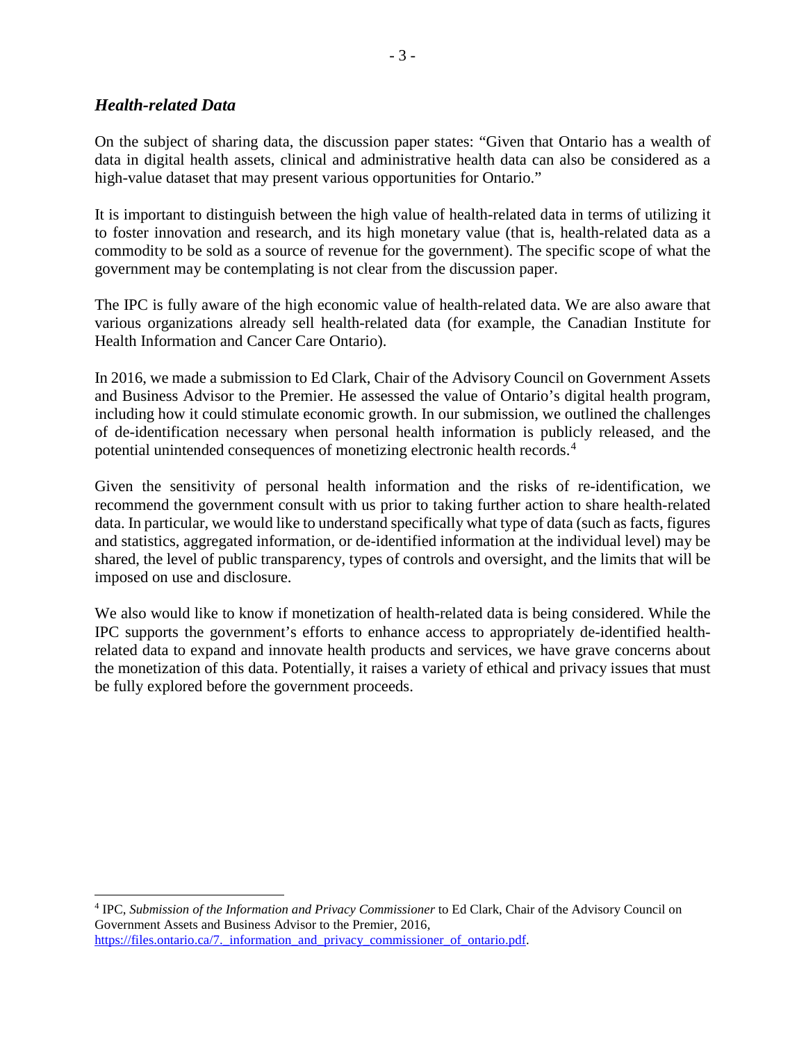### *Health-related Data*

On the subject of sharing data, the discussion paper states: "Given that Ontario has a wealth of data in digital health assets, clinical and administrative health data can also be considered as a high-value dataset that may present various opportunities for Ontario."

It is important to distinguish between the high value of health-related data in terms of utilizing it to foster innovation and research, and its high monetary value (that is, health-related data as a commodity to be sold as a source of revenue for the government). The specific scope of what the government may be contemplating is not clear from the discussion paper.

The IPC is fully aware of the high economic value of health-related data. We are also aware that various organizations already sell health-related data (for example, the Canadian Institute for Health Information and Cancer Care Ontario).

In 2016, we made a submission to Ed Clark, Chair of the Advisory Council on Government Assets and Business Advisor to the Premier. He assessed the value of Ontario's digital health program, including how it could stimulate economic growth. In our submission, we outlined the challenges of de-identification necessary when personal health information is publicly released, and the potential unintended consequences of monetizing electronic health records.[4]

Given the sensitivity of personal health information and the risks of re-identification, we recommend the government consult with us prior to taking further action to share health-related data. In particular, we would like to understand specifically what type of data (such as facts, figures and statistics, aggregated information, or de-identified information at the individual level) may be shared, the level of public transparency, types of controls and oversight, and the limits that will be imposed on use and disclosure.

We also would like to know if monetization of health-related data is being considered. While the IPC supports the government's efforts to enhance access to appropriately de-identified health-related data to expand and innovate health products and services, we have grave concerns about the monetization of this data. Potentially, it raises a variety of ethical and privacy issues that must be fully explored before the government proceeds.

---

[4] IPC, *Submission of the Information and Privacy Commissioner* to Ed Clark, Chair of the Advisory Council on Government Assets and Business Advisor to the Premier, 2016, https://files.ontario.ca/7._information_and_privacy_commissioner_of_ontario.pdf.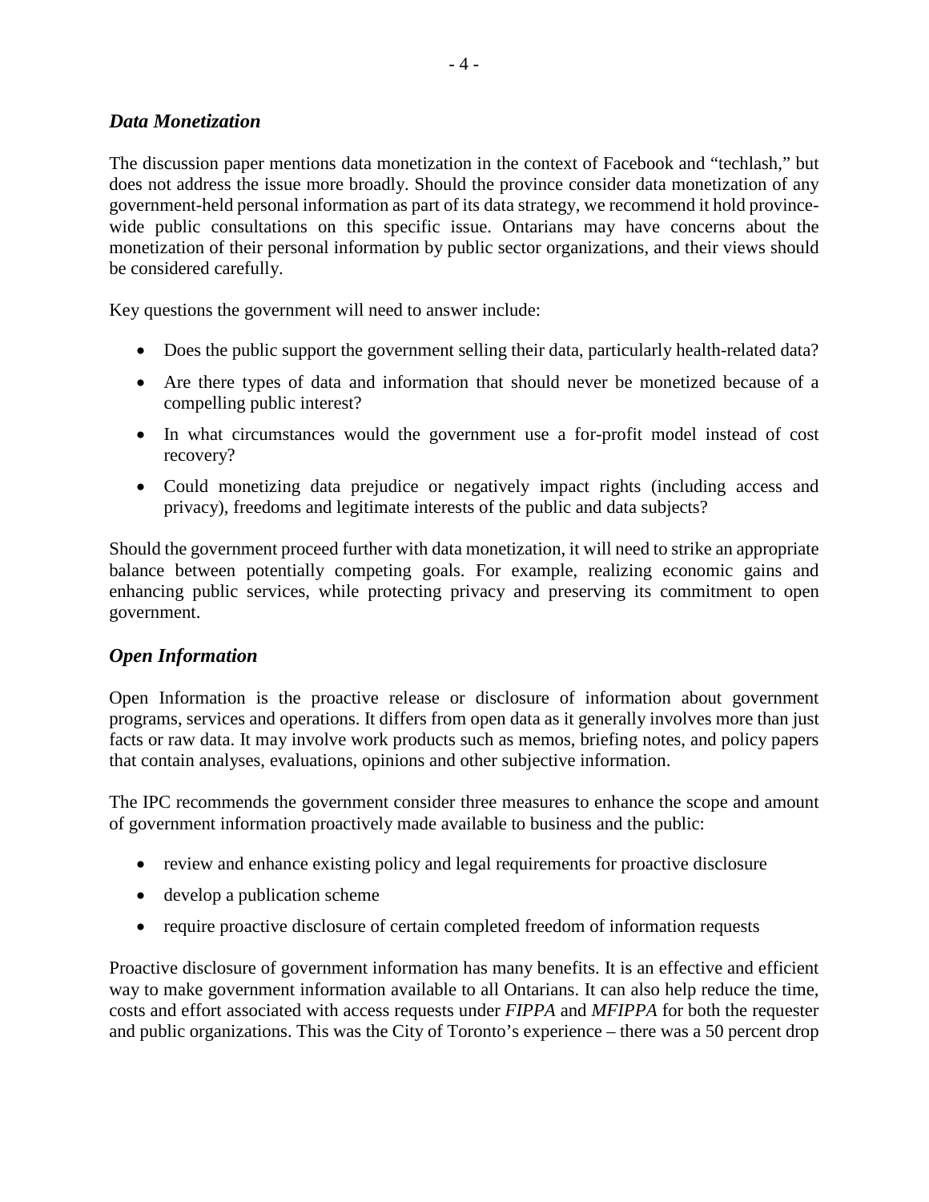### *Data Monetization*

The discussion paper mentions data monetization in the context of Facebook and "techlash," but does not address the issue more broadly. Should the province consider data monetization of any government-held personal information as part of its data strategy, we recommend it hold province-wide public consultations on this specific issue. Ontarians may have concerns about the monetization of their personal information by public sector organizations, and their views should be considered carefully.

Key questions the government will need to answer include:

- Does the public support the government selling their data, particularly health-related data?
- Are there types of data and information that should never be monetized because of a compelling public interest?
- In what circumstances would the government use a for-profit model instead of cost recovery?
- Could monetizing data prejudice or negatively impact rights (including access and privacy), freedoms and legitimate interests of the public and data subjects?

Should the government proceed further with data monetization, it will need to strike an appropriate balance between potentially competing goals. For example, realizing economic gains and enhancing public services, while protecting privacy and preserving its commitment to open government.

### *Open Information*

Open Information is the proactive release or disclosure of information about government programs, services and operations. It differs from open data as it generally involves more than just facts or raw data. It may involve work products such as memos, briefing notes, and policy papers that contain analyses, evaluations, opinions and other subjective information.

The IPC recommends the government consider three measures to enhance the scope and amount of government information proactively made available to business and the public:

- review and enhance existing policy and legal requirements for proactive disclosure
- develop a publication scheme
- require proactive disclosure of certain completed freedom of information requests

Proactive disclosure of government information has many benefits. It is an effective and efficient way to make government information available to all Ontarians. It can also help reduce the time, costs and effort associated with access requests under *FIPPA* and *MFIPPA* for both the requester and public organizations. This was the City of Toronto's experience – there was a 50 percent drop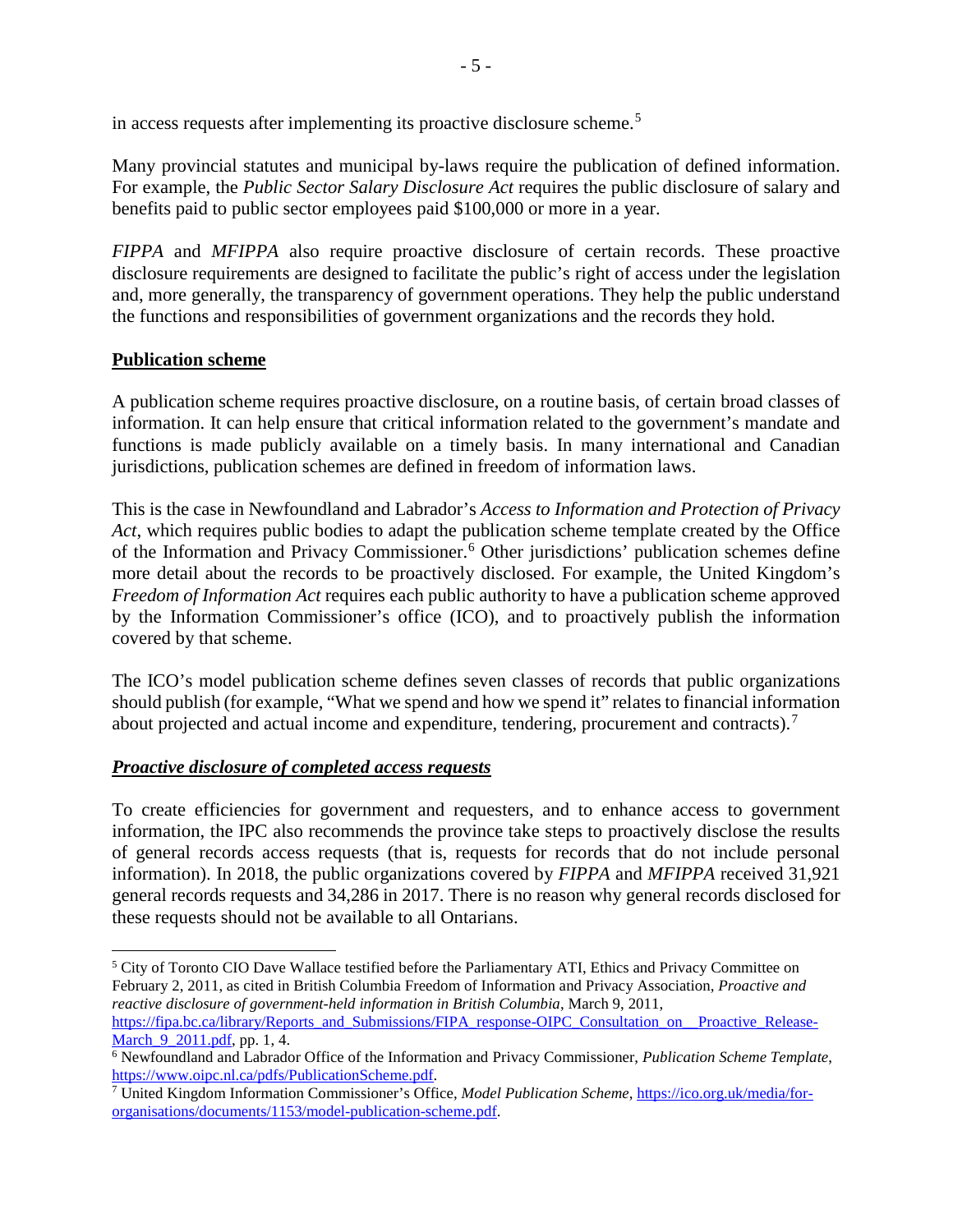in access requests after implementing its proactive disclosure scheme.[5]

Many provincial statutes and municipal by-laws require the publication of defined information. For example, the *Public Sector Salary Disclosure Act* requires the public disclosure of salary and benefits paid to public sector employees paid $100,000 or more in a year.

*FIPPA* and *MFIPPA* also require proactive disclosure of certain records. These proactive disclosure requirements are designed to facilitate the public's right of access under the legislation and, more generally, the transparency of government operations. They help the public understand the functions and responsibilities of government organizations and the records they hold.

**Publication scheme**

A publication scheme requires proactive disclosure, on a routine basis, of certain broad classes of information. It can help ensure that critical information related to the government's mandate and functions is made publicly available on a timely basis. In many international and Canadian jurisdictions, publication schemes are defined in freedom of information laws.

This is the case in Newfoundland and Labrador's *Access to Information and Protection of Privacy Act*, which requires public bodies to adapt the publication scheme template created by the Office of the Information and Privacy Commissioner.[6] Other jurisdictions' publication schemes define more detail about the records to be proactively disclosed. For example, the United Kingdom's *Freedom of Information Act* requires each public authority to have a publication scheme approved by the Information Commissioner's office (ICO), and to proactively publish the information covered by that scheme.

The ICO's model publication scheme defines seven classes of records that public organizations should publish (for example, "What we spend and how we spend it" relates to financial information about projected and actual income and expenditure, tendering, procurement and contracts).[7]

***Proactive disclosure of completed access requests***

To create efficiencies for government and requesters, and to enhance access to government information, the IPC also recommends the province take steps to proactively disclose the results of general records access requests (that is, requests for records that do not include personal information). In 2018, the public organizations covered by *FIPPA* and *MFIPPA* received 31,921 general records requests and 34,286 in 2017. There is no reason why general records disclosed for these requests should not be available to all Ontarians.

---

[5] City of Toronto CIO Dave Wallace testified before the Parliamentary ATI, Ethics and Privacy Committee on February 2, 2011, as cited in British Columbia Freedom of Information and Privacy Association, *Proactive and reactive disclosure of government-held information in British Columbia*, March 9, 2011, https://fipa.bc.ca/library/Reports_and_Submissions/FIPA_response-OIPC_Consultation_on__Proactive_Release-March_9_2011.pdf, pp. 1, 4.

[6] Newfoundland and Labrador Office of the Information and Privacy Commissioner, *Publication Scheme Template*, https://www.oipc.nl.ca/pdfs/PublicationScheme.pdf.

[7] United Kingdom Information Commissioner's Office, *Model Publication Scheme*, https://ico.org.uk/media/for-organisations/documents/1153/model-publication-scheme.pdf.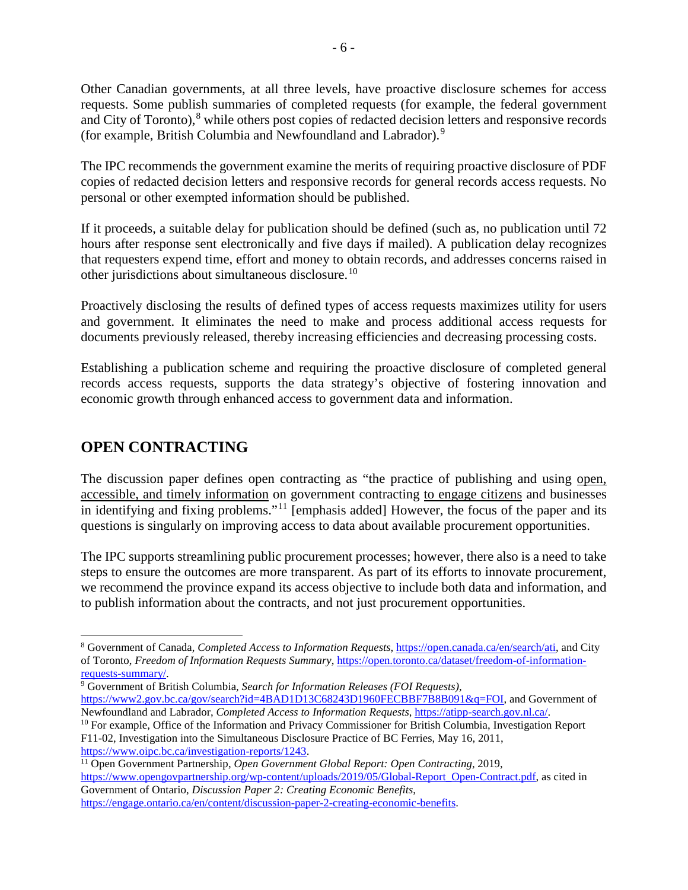Other Canadian governments, at all three levels, have proactive disclosure schemes for access requests. Some publish summaries of completed requests (for example, the federal government and City of Toronto),[8] while others post copies of redacted decision letters and responsive records (for example, British Columbia and Newfoundland and Labrador).[9]

The IPC recommends the government examine the merits of requiring proactive disclosure of PDF copies of redacted decision letters and responsive records for general records access requests. No personal or other exempted information should be published.

If it proceeds, a suitable delay for publication should be defined (such as, no publication until 72 hours after response sent electronically and five days if mailed). A publication delay recognizes that requesters expend time, effort and money to obtain records, and addresses concerns raised in other jurisdictions about simultaneous disclosure.[10]

Proactively disclosing the results of defined types of access requests maximizes utility for users and government. It eliminates the need to make and process additional access requests for documents previously released, thereby increasing efficiencies and decreasing processing costs.

Establishing a publication scheme and requiring the proactive disclosure of completed general records access requests, supports the data strategy's objective of fostering innovation and economic growth through enhanced access to government data and information.

## OPEN CONTRACTING

The discussion paper defines open contracting as "the practice of publishing and using <u>open, accessible, and timely information</u> on government contracting <u>to engage citizens</u> and businesses in identifying and fixing problems."[11] [emphasis added] However, the focus of the paper and its questions is singularly on improving access to data about available procurement opportunities.

The IPC supports streamlining public procurement processes; however, there also is a need to take steps to ensure the outcomes are more transparent. As part of its efforts to innovate procurement, we recommend the province expand its access objective to include both data and information, and to publish information about the contracts, and not just procurement opportunities.

---

[8] Government of Canada, *Completed Access to Information Requests*, https://open.canada.ca/en/search/ati, and City of Toronto, *Freedom of Information Requests Summary*, https://open.toronto.ca/dataset/freedom-of-information-requests-summary/.

[9] Government of British Columbia, *Search for Information Releases (FOI Requests)*, https://www2.gov.bc.ca/gov/search?id=4BAD1D13C68243D1960FECBBF7B8B091&q=FOI, and Government of Newfoundland and Labrador, *Completed Access to Information Requests*, https://atipp-search.gov.nl.ca/.

[10] For example, Office of the Information and Privacy Commissioner for British Columbia, Investigation Report F11-02, Investigation into the Simultaneous Disclosure Practice of BC Ferries, May 16, 2011, https://www.oipc.bc.ca/investigation-reports/1243.

[11] Open Government Partnership, *Open Government Global Report: Open Contracting*, 2019, https://www.opengovpartnership.org/wp-content/uploads/2019/05/Global-Report_Open-Contract.pdf, as cited in Government of Ontario, *Discussion Paper 2: Creating Economic Benefits*, https://engage.ontario.ca/en/content/discussion-paper-2-creating-economic-benefits.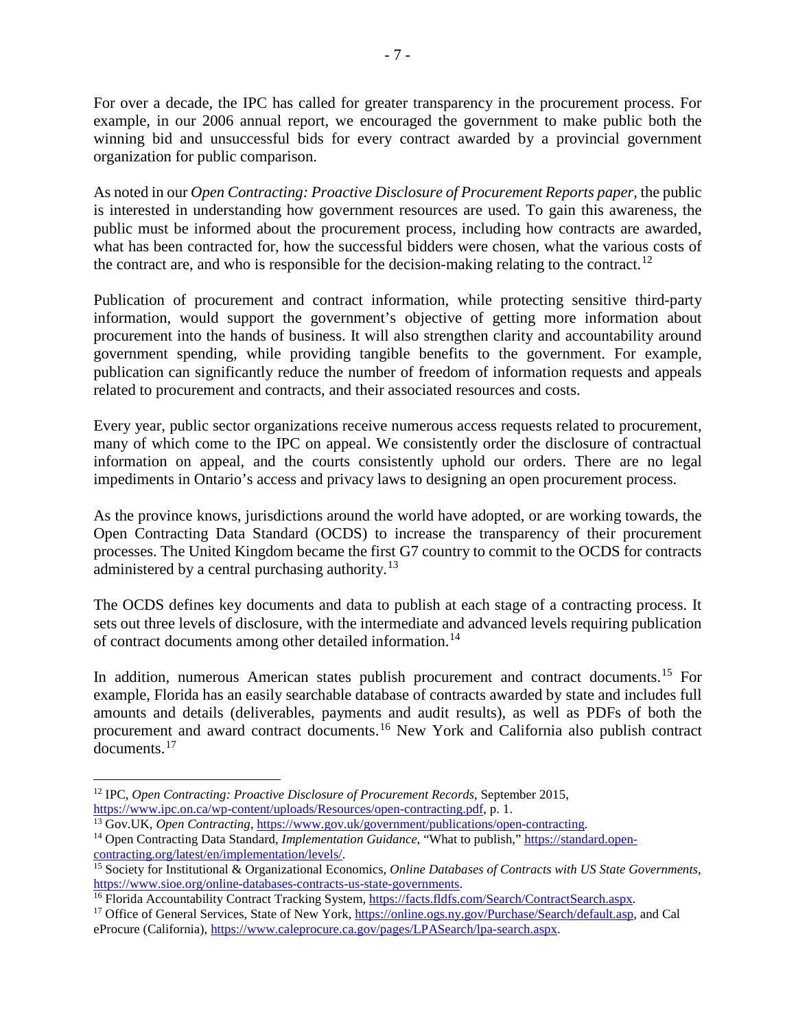For over a decade, the IPC has called for greater transparency in the procurement process. For example, in our 2006 annual report, we encouraged the government to make public both the winning bid and unsuccessful bids for every contract awarded by a provincial government organization for public comparison.

As noted in our *Open Contracting: Proactive Disclosure of Procurement Reports paper*, the public is interested in understanding how government resources are used. To gain this awareness, the public must be informed about the procurement process, including how contracts are awarded, what has been contracted for, how the successful bidders were chosen, what the various costs of the contract are, and who is responsible for the decision-making relating to the contract.[12]

Publication of procurement and contract information, while protecting sensitive third-party information, would support the government's objective of getting more information about procurement into the hands of business. It will also strengthen clarity and accountability around government spending, while providing tangible benefits to the government. For example, publication can significantly reduce the number of freedom of information requests and appeals related to procurement and contracts, and their associated resources and costs.

Every year, public sector organizations receive numerous access requests related to procurement, many of which come to the IPC on appeal. We consistently order the disclosure of contractual information on appeal, and the courts consistently uphold our orders. There are no legal impediments in Ontario's access and privacy laws to designing an open procurement process.

As the province knows, jurisdictions around the world have adopted, or are working towards, the Open Contracting Data Standard (OCDS) to increase the transparency of their procurement processes. The United Kingdom became the first G7 country to commit to the OCDS for contracts administered by a central purchasing authority.[13]

The OCDS defines key documents and data to publish at each stage of a contracting process. It sets out three levels of disclosure, with the intermediate and advanced levels requiring publication of contract documents among other detailed information.[14]

In addition, numerous American states publish procurement and contract documents.[15] For example, Florida has an easily searchable database of contracts awarded by state and includes full amounts and details (deliverables, payments and audit results), as well as PDFs of both the procurement and award contract documents.[16] New York and California also publish contract documents.[17]

---

[12] IPC, *Open Contracting: Proactive Disclosure of Procurement Records*, September 2015, https://www.ipc.on.ca/wp-content/uploads/Resources/open-contracting.pdf, p. 1.

[13] Gov.UK, *Open Contracting*, https://www.gov.uk/government/publications/open-contracting.

[14] Open Contracting Data Standard, *Implementation Guidance*, "What to publish," https://standard.open-contracting.org/latest/en/implementation/levels/.

[15] Society for Institutional & Organizational Economics, *Online Databases of Contracts with US State Governments*, https://www.sioe.org/online-databases-contracts-us-state-governments.

[16] Florida Accountability Contract Tracking System, https://facts.fldfs.com/Search/ContractSearch.aspx.

[17] Office of General Services, State of New York, https://online.ogs.ny.gov/Purchase/Search/default.asp, and Cal eProcure (California), https://www.caleprocure.ca.gov/pages/LPASearch/lpa-search.aspx.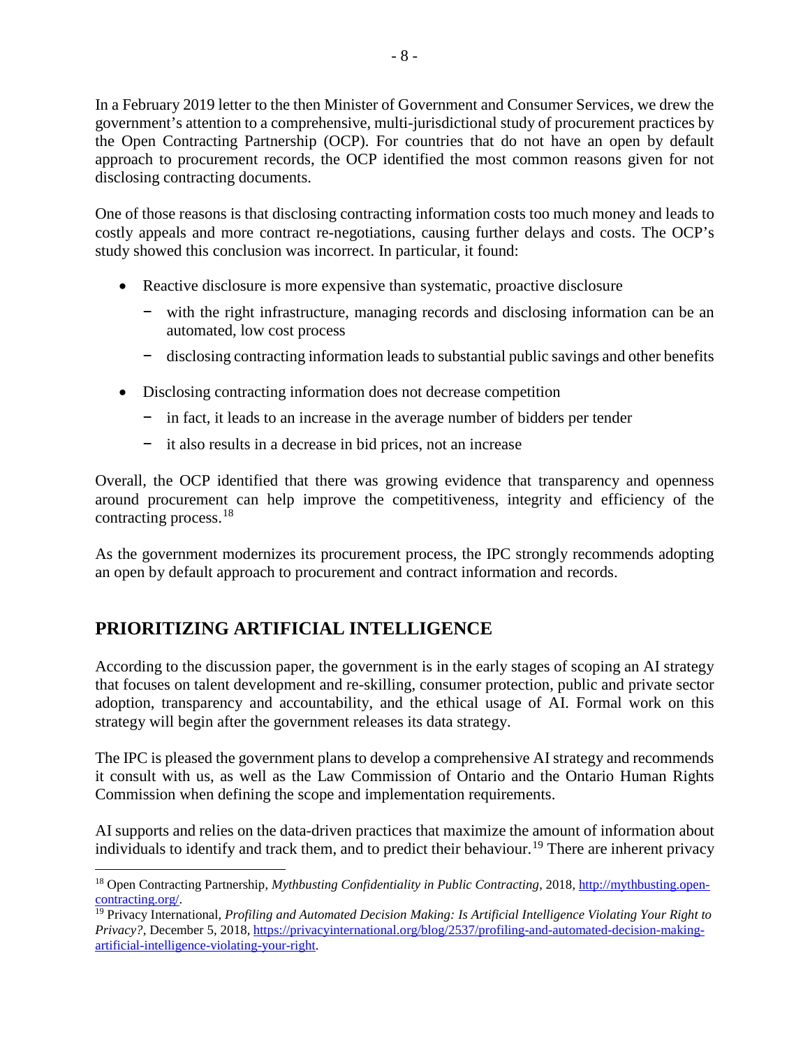In a February 2019 letter to the then Minister of Government and Consumer Services, we drew the government's attention to a comprehensive, multi-jurisdictional study of procurement practices by the Open Contracting Partnership (OCP). For countries that do not have an open by default approach to procurement records, the OCP identified the most common reasons given for not disclosing contracting documents.

One of those reasons is that disclosing contracting information costs too much money and leads to costly appeals and more contract re-negotiations, causing further delays and costs. The OCP's study showed this conclusion was incorrect. In particular, it found:

- Reactive disclosure is more expensive than systematic, proactive disclosure
  - with the right infrastructure, managing records and disclosing information can be an automated, low cost process
  - disclosing contracting information leads to substantial public savings and other benefits
- Disclosing contracting information does not decrease competition
  - in fact, it leads to an increase in the average number of bidders per tender
  - it also results in a decrease in bid prices, not an increase

Overall, the OCP identified that there was growing evidence that transparency and openness around procurement can help improve the competitiveness, integrity and efficiency of the contracting process.[18]

As the government modernizes its procurement process, the IPC strongly recommends adopting an open by default approach to procurement and contract information and records.

## PRIORITIZING ARTIFICIAL INTELLIGENCE

According to the discussion paper, the government is in the early stages of scoping an AI strategy that focuses on talent development and re-skilling, consumer protection, public and private sector adoption, transparency and accountability, and the ethical usage of AI. Formal work on this strategy will begin after the government releases its data strategy.

The IPC is pleased the government plans to develop a comprehensive AI strategy and recommends it consult with us, as well as the Law Commission of Ontario and the Ontario Human Rights Commission when defining the scope and implementation requirements.

AI supports and relies on the data-driven practices that maximize the amount of information about individuals to identify and track them, and to predict their behaviour.[19] There are inherent privacy

---

[18] Open Contracting Partnership, *Mythbusting Confidentiality in Public Contracting*, 2018, http://mythbusting.open-contracting.org/.

[19] Privacy International, *Profiling and Automated Decision Making: Is Artificial Intelligence Violating Your Right to Privacy?*, December 5, 2018, https://privacyinternational.org/blog/2537/profiling-and-automated-decision-making-artificial-intelligence-violating-your-right.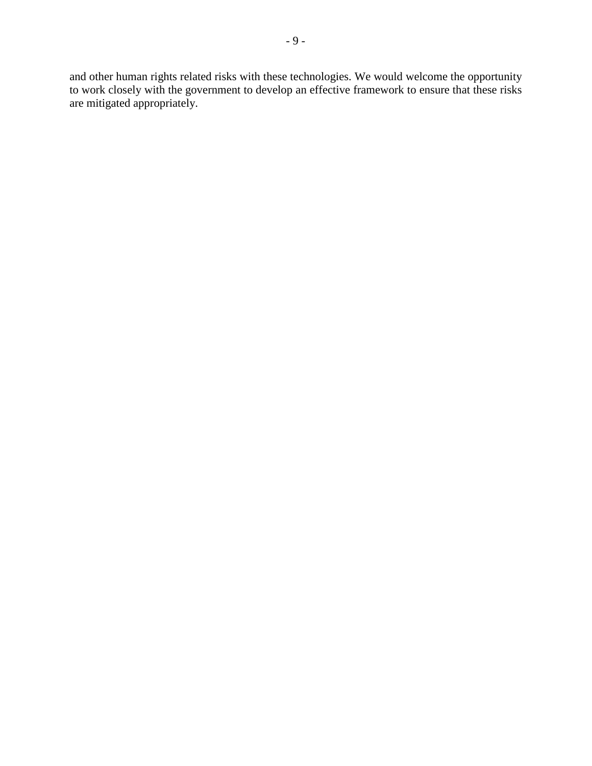and other human rights related risks with these technologies. We would welcome the opportunity to work closely with the government to develop an effective framework to ensure that these risks are mitigated appropriately.